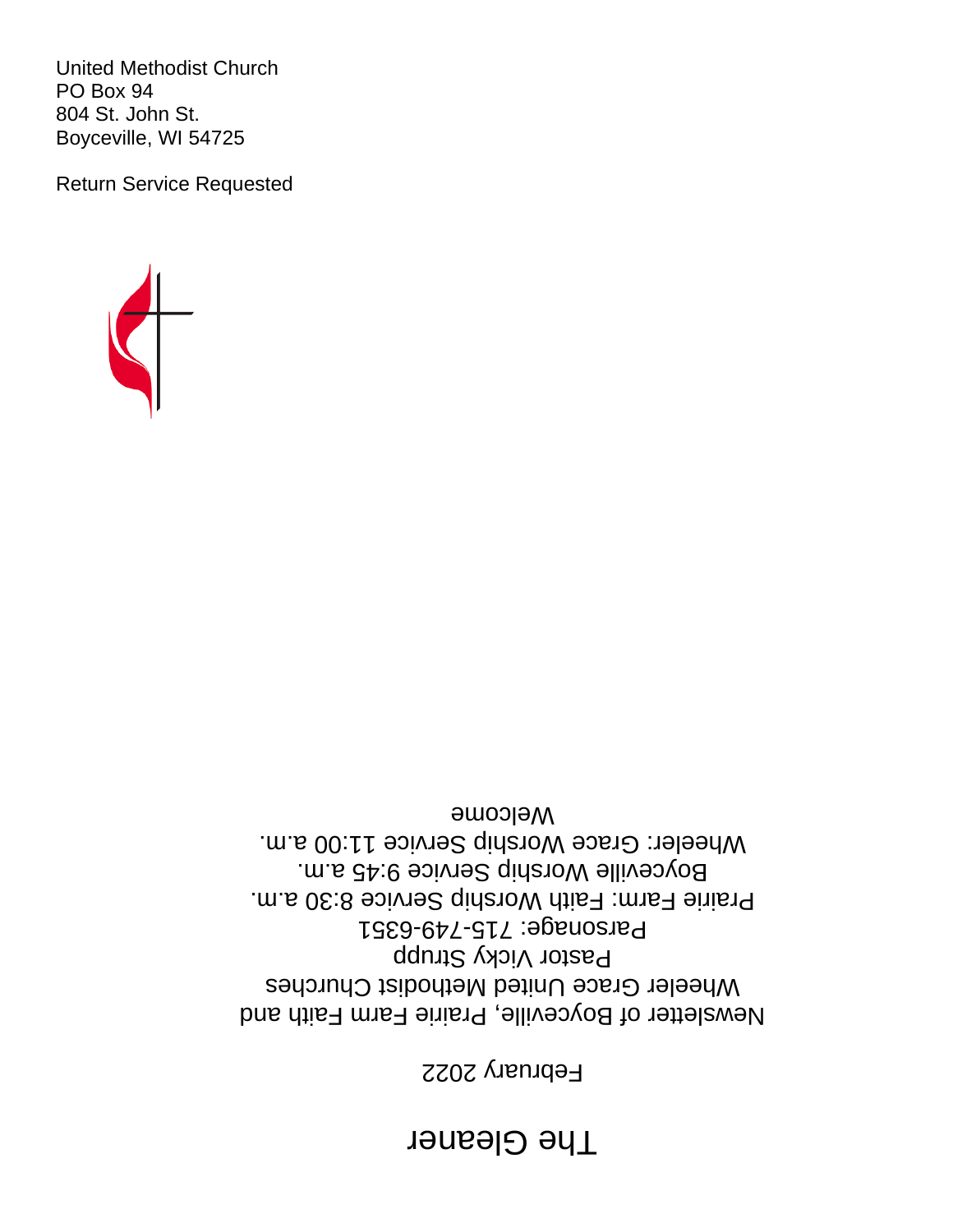United Methodist Church
PO Box 94
804 St. John St.
Boyceville, WI 54725

Return Service Requested

# The Gleaner

February 2022

Newsletter of Boyceville, Prairie Farm Faith and Wheeler Grace United Methodist Churches

Pastor Vicky Strupp

Parsonage: 715-749-6351

Prairie Farm: Faith Worship Service 8:30 a.m.

Boyceville Worship Service 9:45 a.m.

Wheeler: Grace Worship Service 11:00 a.m.

Welcome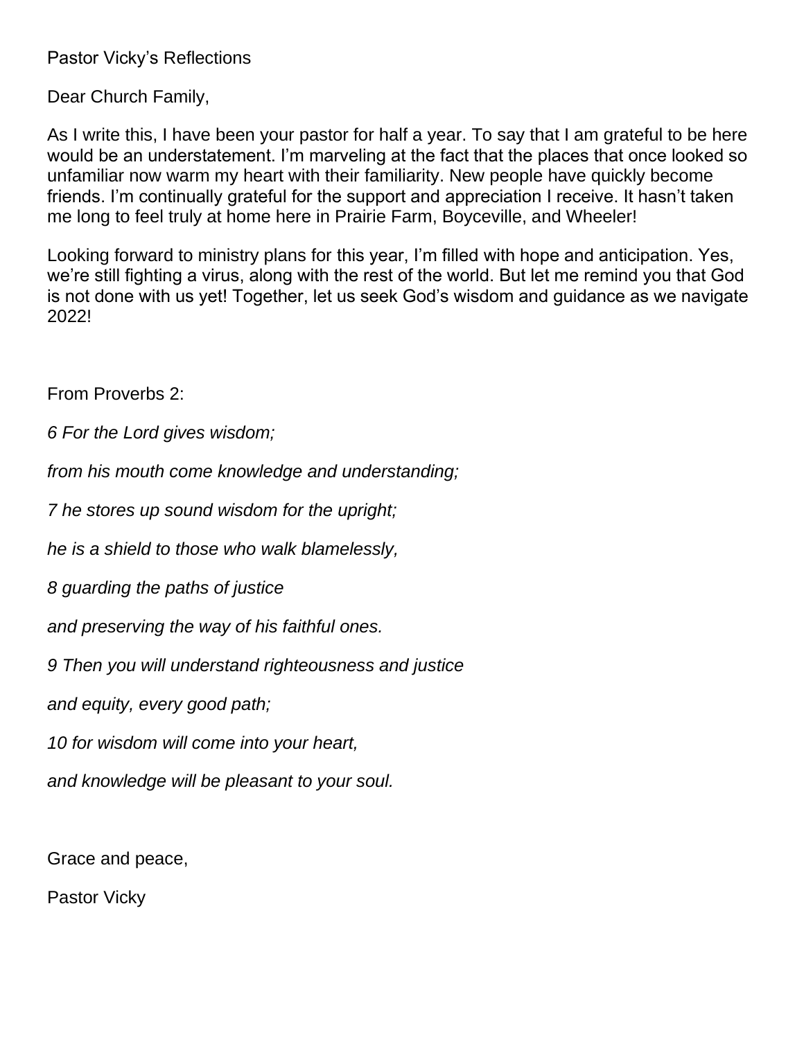# Pastor Vicky's Reflections

Dear Church Family,

As I write this, I have been your pastor for half a year. To say that I am grateful to be here would be an understatement. I'm marveling at the fact that the places that once looked so unfamiliar now warm my heart with their familiarity. New people have quickly become friends. I'm continually grateful for the support and appreciation I receive. It hasn't taken me long to feel truly at home here in Prairie Farm, Boyceville, and Wheeler!

Looking forward to ministry plans for this year, I'm filled with hope and anticipation. Yes, we're still fighting a virus, along with the rest of the world. But let me remind you that God is not done with us yet! Together, let us seek God's wisdom and guidance as we navigate 2022!

From Proverbs 2:

*6 For the Lord gives wisdom;*

*from his mouth come knowledge and understanding;*

*7 he stores up sound wisdom for the upright;*

*he is a shield to those who walk blamelessly,*

*8 guarding the paths of justice*

*and preserving the way of his faithful ones.*

*9 Then you will understand righteousness and justice*

*and equity, every good path;*

*10 for wisdom will come into your heart,*

*and knowledge will be pleasant to your soul.*

Grace and peace,

Pastor Vicky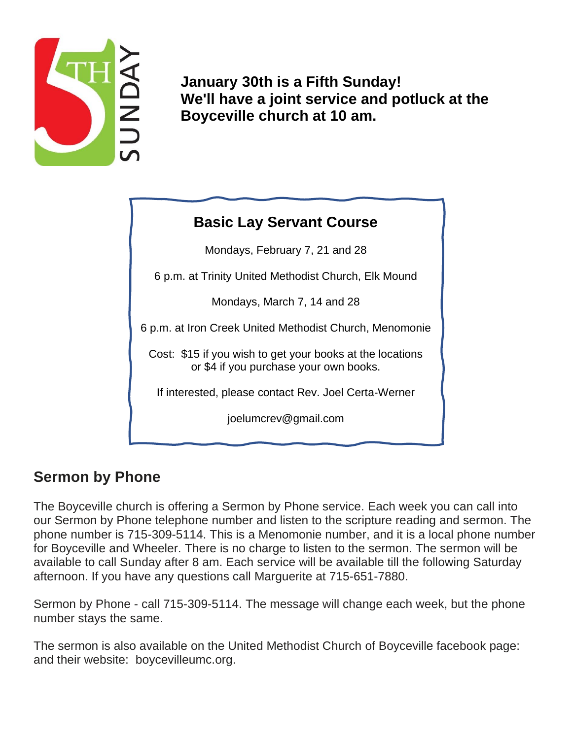**January 30th is a Fifth Sunday!**
**We'll have a joint service and potluck at the Boyceville church at 10 am.**

## Basic Lay Servant Course

Mondays, February 7, 21 and 28

6 p.m. at Trinity United Methodist Church, Elk Mound

Mondays, March 7, 14 and 28

6 p.m. at Iron Creek United Methodist Church, Menomonie

Cost: $15 if you wish to get your books at the locations or $4 if you purchase your own books.

If interested, please contact Rev. Joel Certa-Werner

joelumcrev@gmail.com

## Sermon by Phone

The Boyceville church is offering a Sermon by Phone service. Each week you can call into our Sermon by Phone telephone number and listen to the scripture reading and sermon. The phone number is 715-309-5114. This is a Menomonie number, and it is a local phone number for Boyceville and Wheeler. There is no charge to listen to the sermon. The sermon will be available to call Sunday after 8 am. Each service will be available till the following Saturday afternoon. If you have any questions call Marguerite at 715-651-7880.

Sermon by Phone - call 715-309-5114. The message will change each week, but the phone number stays the same.

The sermon is also available on the United Methodist Church of Boyceville facebook page: and their website: boycevilleumc.org.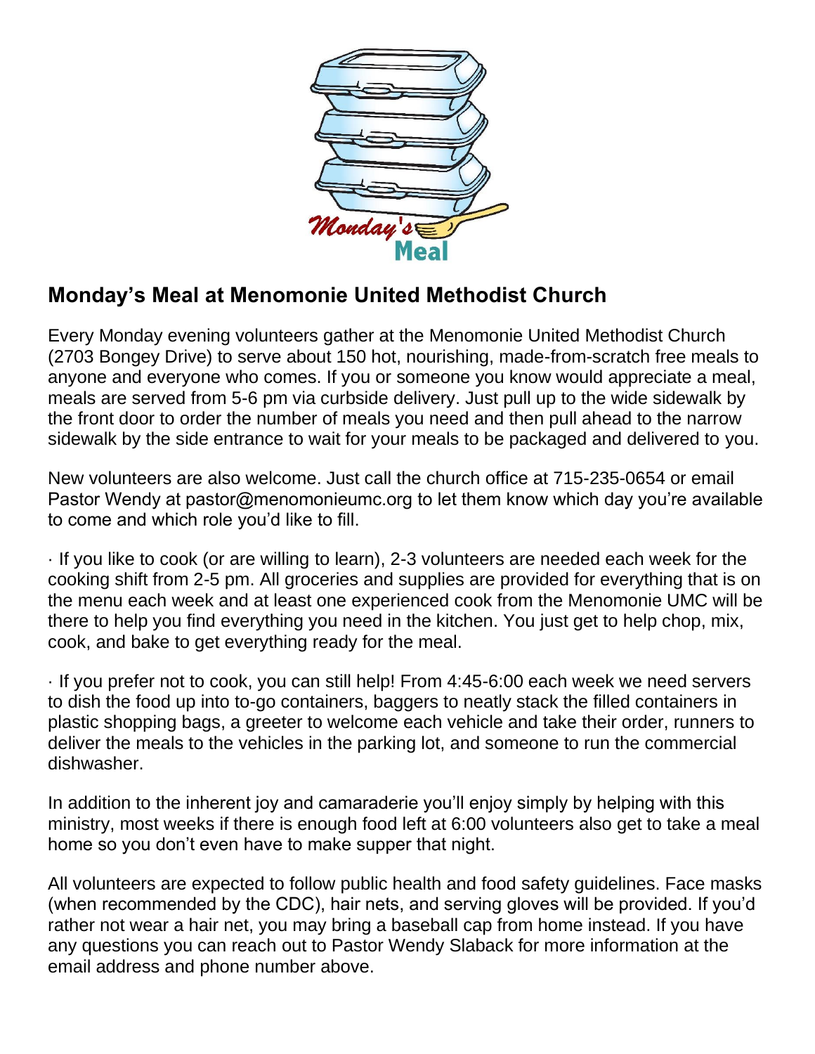## Monday's Meal at Menomonie United Methodist Church

Every Monday evening volunteers gather at the Menomonie United Methodist Church (2703 Bongey Drive) to serve about 150 hot, nourishing, made-from-scratch free meals to anyone and everyone who comes. If you or someone you know would appreciate a meal, meals are served from 5-6 pm via curbside delivery. Just pull up to the wide sidewalk by the front door to order the number of meals you need and then pull ahead to the narrow sidewalk by the side entrance to wait for your meals to be packaged and delivered to you.

New volunteers are also welcome. Just call the church office at 715-235-0654 or email Pastor Wendy at pastor@menomonieumc.org to let them know which day you're available to come and which role you'd like to fill.

· If you like to cook (or are willing to learn), 2-3 volunteers are needed each week for the cooking shift from 2-5 pm. All groceries and supplies are provided for everything that is on the menu each week and at least one experienced cook from the Menomonie UMC will be there to help you find everything you need in the kitchen. You just get to help chop, mix, cook, and bake to get everything ready for the meal.

· If you prefer not to cook, you can still help! From 4:45-6:00 each week we need servers to dish the food up into to-go containers, baggers to neatly stack the filled containers in plastic shopping bags, a greeter to welcome each vehicle and take their order, runners to deliver the meals to the vehicles in the parking lot, and someone to run the commercial dishwasher.

In addition to the inherent joy and camaraderie you'll enjoy simply by helping with this ministry, most weeks if there is enough food left at 6:00 volunteers also get to take a meal home so you don't even have to make supper that night.

All volunteers are expected to follow public health and food safety guidelines. Face masks (when recommended by the CDC), hair nets, and serving gloves will be provided. If you'd rather not wear a hair net, you may bring a baseball cap from home instead. If you have any questions you can reach out to Pastor Wendy Slaback for more information at the email address and phone number above.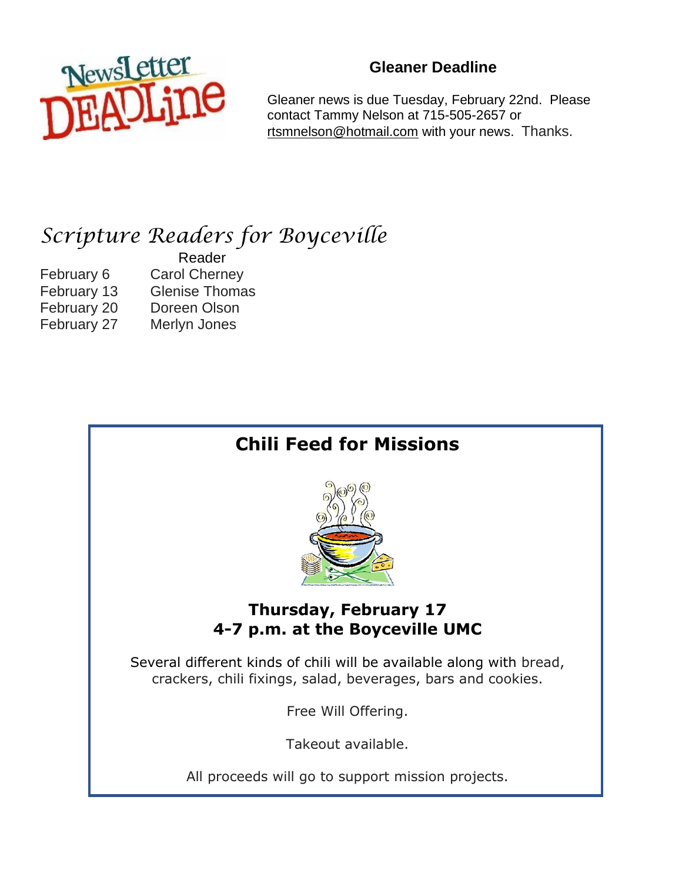## Gleaner Deadline

Gleaner news is due Tuesday, February 22nd. Please contact Tammy Nelson at 715-505-2657 or rtsmnelson@hotmail.com with your news. Thanks.

## *Scripture Readers for Boyceville*

| | Reader |
|---|---|
| February 6 | Carol Cherney |
| February 13 | Glenise Thomas |
| February 20 | Doreen Olson |
| February 27 | Merlyn Jones |

## Chili Feed for Missions

**Thursday, February 17**
**4-7 p.m. at the Boyceville UMC**

Several different kinds of chili will be available along with bread, crackers, chili fixings, salad, beverages, bars and cookies.

Free Will Offering.

Takeout available.

All proceeds will go to support mission projects.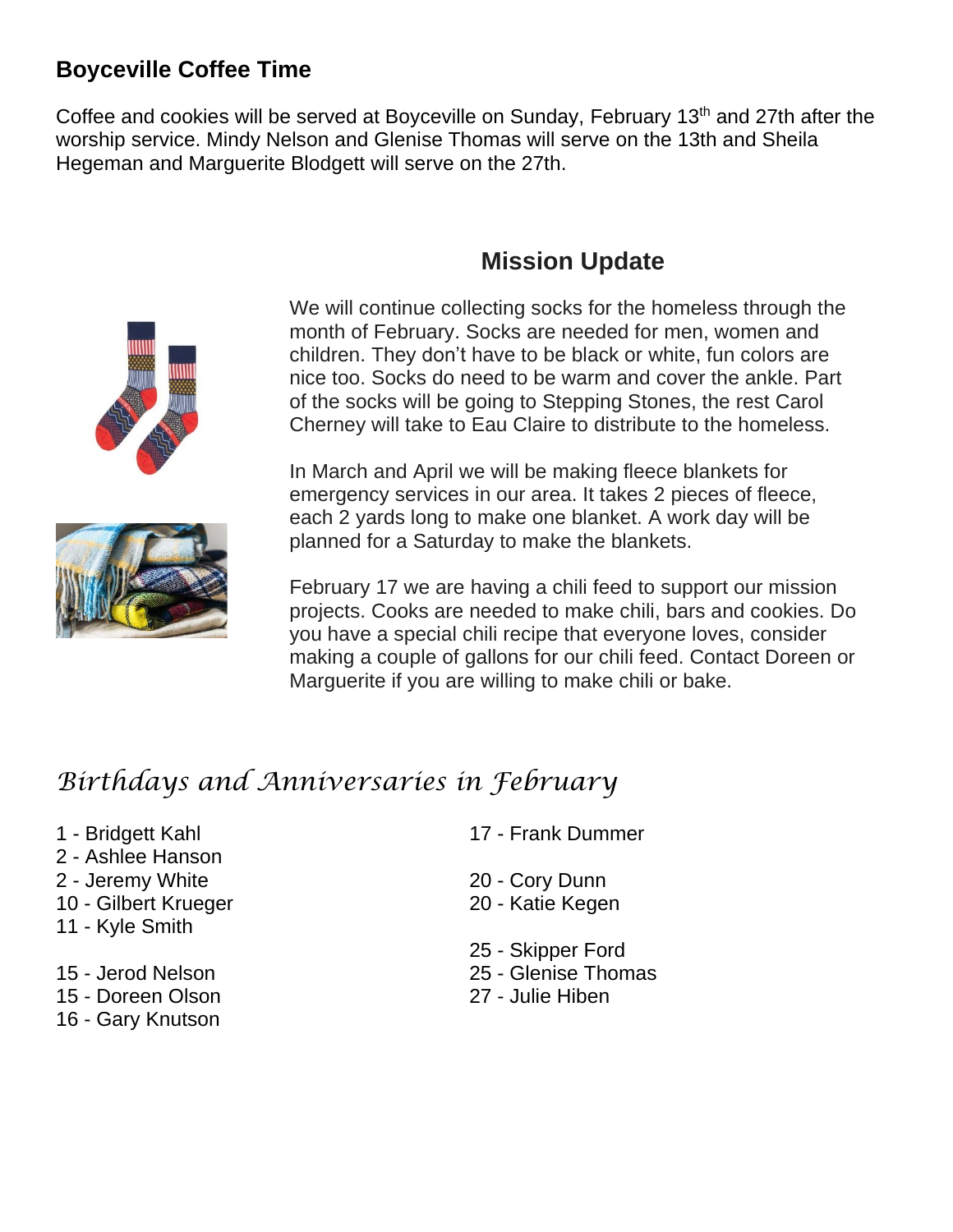## Boyceville Coffee Time

Coffee and cookies will be served at Boyceville on Sunday, February 13th and 27th after the worship service. Mindy Nelson and Glenise Thomas will serve on the 13th and Sheila Hegeman and Marguerite Blodgett will serve on the 27th.

## Mission Update

We will continue collecting socks for the homeless through the month of February. Socks are needed for men, women and children. They don't have to be black or white, fun colors are nice too. Socks do need to be warm and cover the ankle. Part of the socks will be going to Stepping Stones, the rest Carol Cherney will take to Eau Claire to distribute to the homeless.

In March and April we will be making fleece blankets for emergency services in our area. It takes 2 pieces of fleece, each 2 yards long to make one blanket. A work day will be planned for a Saturday to make the blankets.

February 17 we are having a chili feed to support our mission projects. Cooks are needed to make chili, bars and cookies. Do you have a special chili recipe that everyone loves, consider making a couple of gallons for our chili feed. Contact Doreen or Marguerite if you are willing to make chili or bake.

## *Birthdays and Anniversaries in February*

1 - Bridgett Kahl
2 - Ashlee Hanson
2 - Jeremy White
10 - Gilbert Krueger
11 - Kyle Smith

15 - Jerod Nelson
15 - Doreen Olson
16 - Gary Knutson

17 - Frank Dummer

20 - Cory Dunn
20 - Katie Kegen

25 - Skipper Ford
25 - Glenise Thomas
27 - Julie Hiben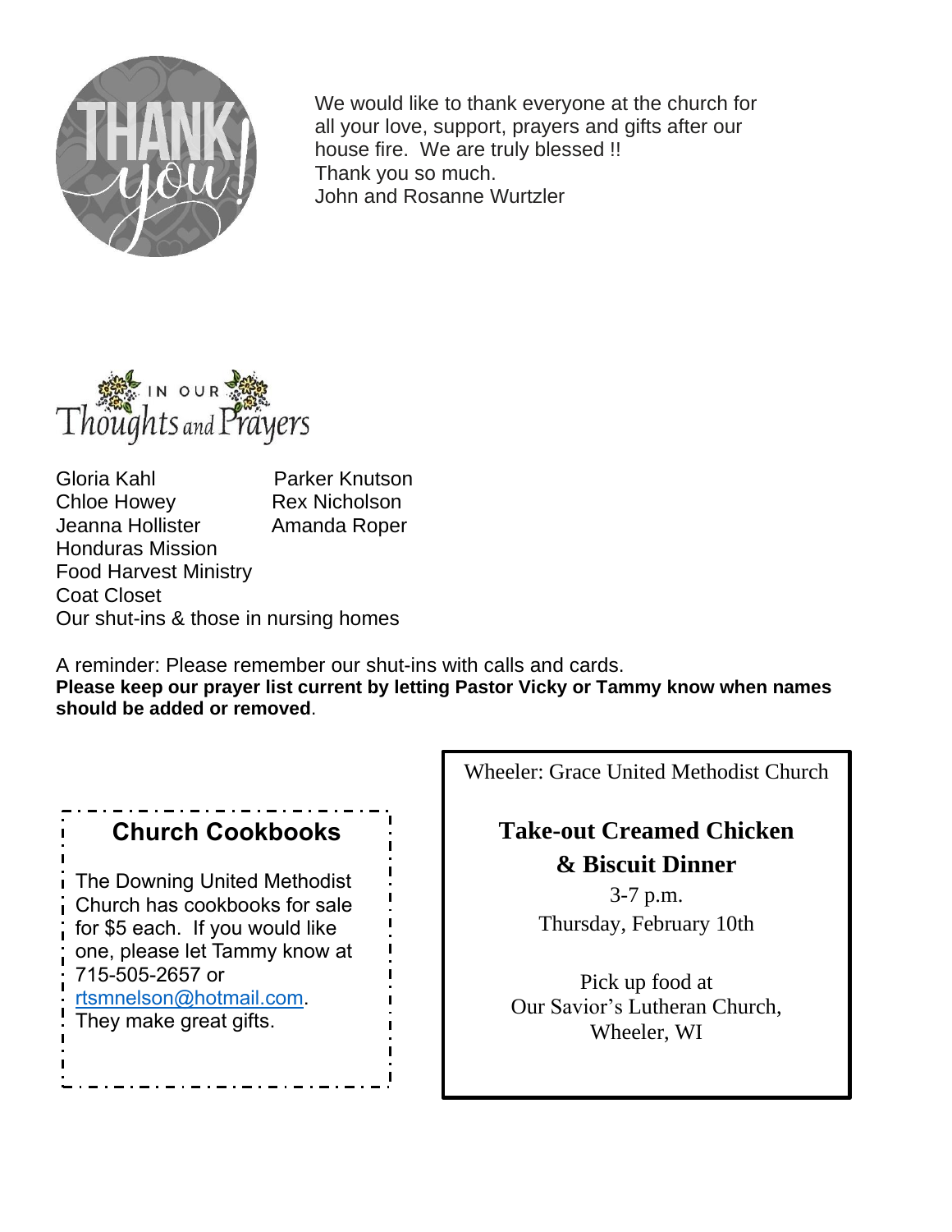THANK you!

We would like to thank everyone at the church for all your love, support, prayers and gifts after our house fire. We are truly blessed !!
Thank you so much.
John and Rosanne Wurtzler

## IN OUR Thoughts and Prayers

Gloria Kahl
Chloe Howey
Jeanna Hollister
Parker Knutson
Rex Nicholson
Amanda Roper
Honduras Mission
Food Harvest Ministry
Coat Closet
Our shut-ins & those in nursing homes

A reminder: Please remember our shut-ins with calls and cards.
**Please keep our prayer list current by letting Pastor Vicky or Tammy know when names should be added or removed**.

## Church Cookbooks

The Downing United Methodist Church has cookbooks for sale for $5 each. If you would like one, please let Tammy know at 715-505-2657 or rtsmnelson@hotmail.com. They make great gifts.

Wheeler: Grace United Methodist Church

## Take-out Creamed Chicken & Biscuit Dinner

3-7 p.m.
Thursday, February 10th

Pick up food at
Our Savior's Lutheran Church,
Wheeler, WI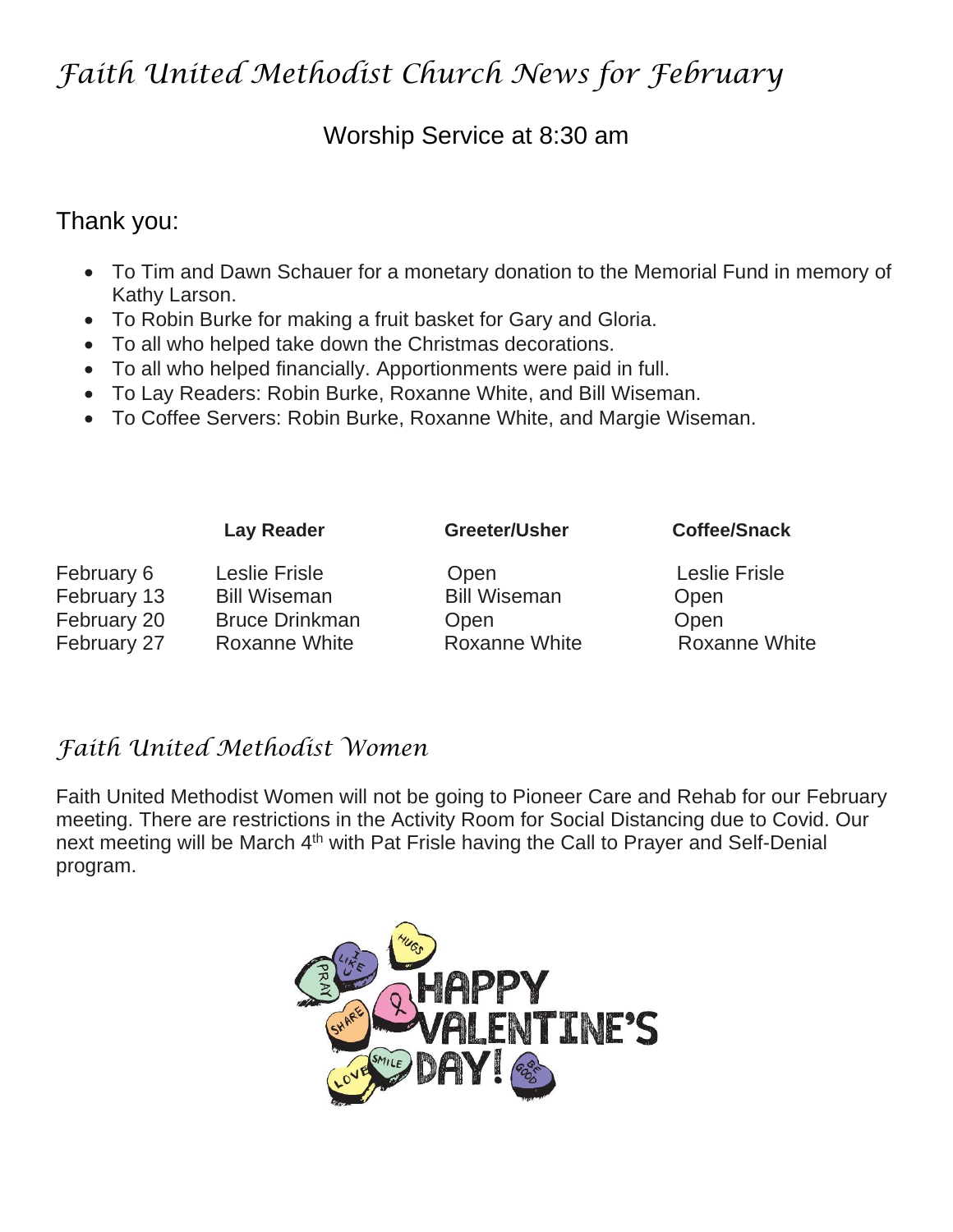# *Faith United Methodist Church News for February*

Worship Service at 8:30 am

## Thank you:

- To Tim and Dawn Schauer for a monetary donation to the Memorial Fund in memory of Kathy Larson.
- To Robin Burke for making a fruit basket for Gary and Gloria.
- To all who helped take down the Christmas decorations.
- To all who helped financially. Apportionments were paid in full.
- To Lay Readers: Robin Burke, Roxanne White, and Bill Wiseman.
- To Coffee Servers: Robin Burke, Roxanne White, and Margie Wiseman.

| | Lay Reader | Greeter/Usher | Coffee/Snack |
|---|---|---|---|
| February 6 | Leslie Frisle | Open | Leslie Frisle |
| February 13 | Bill Wiseman | Bill Wiseman | Open |
| February 20 | Bruce Drinkman | Open | Open |
| February 27 | Roxanne White | Roxanne White | Roxanne White |

## *Faith United Methodist Women*

Faith United Methodist Women will not be going to Pioneer Care and Rehab for our February meeting. There are restrictions in the Activity Room for Social Distancing due to Covid. Our next meeting will be March 4th with Pat Frisle having the Call to Prayer and Self-Denial program.

HAPPY VALENTINE'S DAY!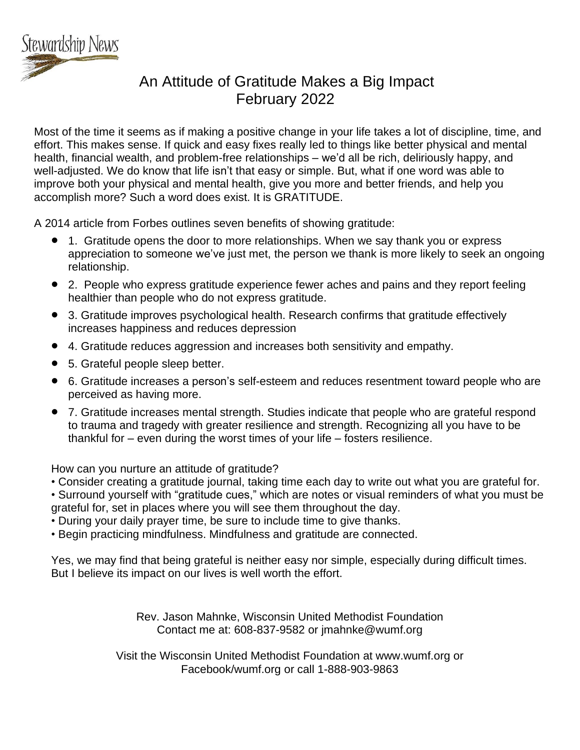Stewardship News

# An Attitude of Gratitude Makes a Big Impact
## February 2022

Most of the time it seems as if making a positive change in your life takes a lot of discipline, time, and effort. This makes sense. If quick and easy fixes really led to things like better physical and mental health, financial wealth, and problem-free relationships – we'd all be rich, deliriously happy, and well-adjusted. We do know that life isn't that easy or simple. But, what if one word was able to improve both your physical and mental health, give you more and better friends, and help you accomplish more? Such a word does exist. It is GRATITUDE.

A 2014 article from Forbes outlines seven benefits of showing gratitude:

- 1. Gratitude opens the door to more relationships. When we say thank you or express appreciation to someone we've just met, the person we thank is more likely to seek an ongoing relationship.
- 2. People who express gratitude experience fewer aches and pains and they report feeling healthier than people who do not express gratitude.
- 3. Gratitude improves psychological health. Research confirms that gratitude effectively increases happiness and reduces depression
- 4. Gratitude reduces aggression and increases both sensitivity and empathy.
- 5. Grateful people sleep better.
- 6. Gratitude increases a person's self-esteem and reduces resentment toward people who are perceived as having more.
- 7. Gratitude increases mental strength. Studies indicate that people who are grateful respond to trauma and tragedy with greater resilience and strength. Recognizing all you have to be thankful for – even during the worst times of your life – fosters resilience.

How can you nurture an attitude of gratitude?

- Consider creating a gratitude journal, taking time each day to write out what you are grateful for.
- Surround yourself with "gratitude cues," which are notes or visual reminders of what you must be grateful for, set in places where you will see them throughout the day.
- During your daily prayer time, be sure to include time to give thanks.
- Begin practicing mindfulness. Mindfulness and gratitude are connected.

Yes, we may find that being grateful is neither easy nor simple, especially during difficult times. But I believe its impact on our lives is well worth the effort.

Rev. Jason Mahnke, Wisconsin United Methodist Foundation
Contact me at: 608-837-9582 or jmahnke@wumf.org

Visit the Wisconsin United Methodist Foundation at www.wumf.org or Facebook/wumf.org or call 1-888-903-9863